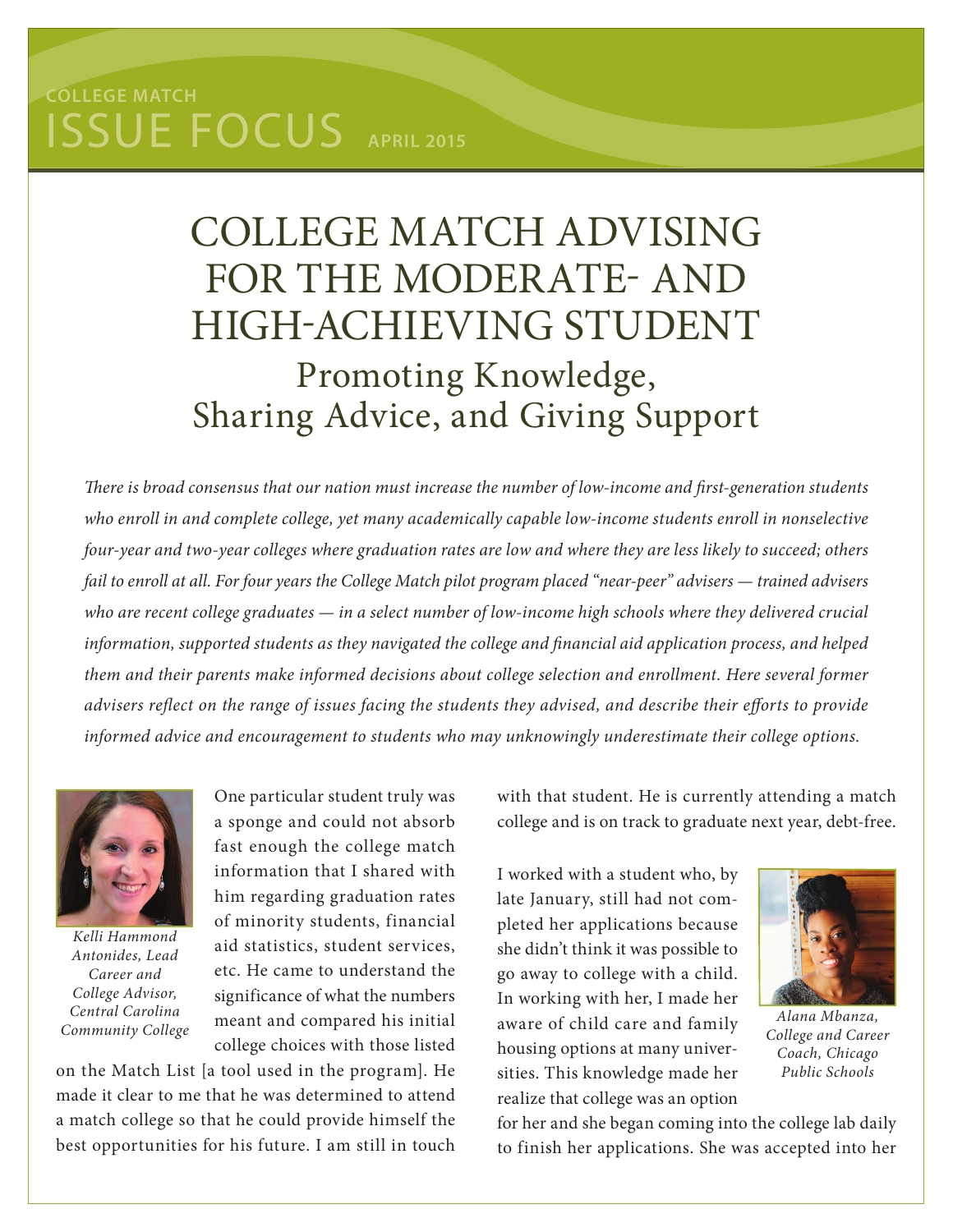COLLEGE MATCH

ISSUE FOCUS APRIL 2015

# COLLEGE MATCH ADVISING FOR THE MODERATE- AND HIGH-ACHIEVING STUDENT

## Promoting Knowledge, Sharing Advice, and Giving Support

*There is broad consensus that our nation must increase the number of low-income and first-generation students who enroll in and complete college, yet many academically capable low-income students enroll in nonselective four-year and two-year colleges where graduation rates are low and where they are less likely to succeed; others fail to enroll at all. For four years the College Match pilot program placed "near-peer" advisers — trained advisers who are recent college graduates — in a select number of low-income high schools where they delivered crucial information, supported students as they navigated the college and financial aid application process, and helped them and their parents make informed decisions about college selection and enrollment. Here several former advisers reflect on the range of issues facing the students they advised, and describe their efforts to provide informed advice and encouragement to students who may unknowingly underestimate their college options.*

*Kelli Hammond Antonides, Lead Career and College Advisor, Central Carolina Community College*

One particular student truly was a sponge and could not absorb fast enough the college match information that I shared with him regarding graduation rates of minority students, financial aid statistics, student services, etc. He came to understand the significance of what the numbers meant and compared his initial college choices with those listed on the Match List [a tool used in the program]. He made it clear to me that he was determined to attend a match college so that he could provide himself the best opportunities for his future. I am still in touch with that student. He is currently attending a match college and is on track to graduate next year, debt-free.

*Alana Mbanza, College and Career Coach, Chicago Public Schools*

I worked with a student who, by late January, still had not completed her applications because she didn't think it was possible to go away to college with a child. In working with her, I made her aware of child care and family housing options at many universities. This knowledge made her realize that college was an option for her and she began coming into the college lab daily to finish her applications. She was accepted into her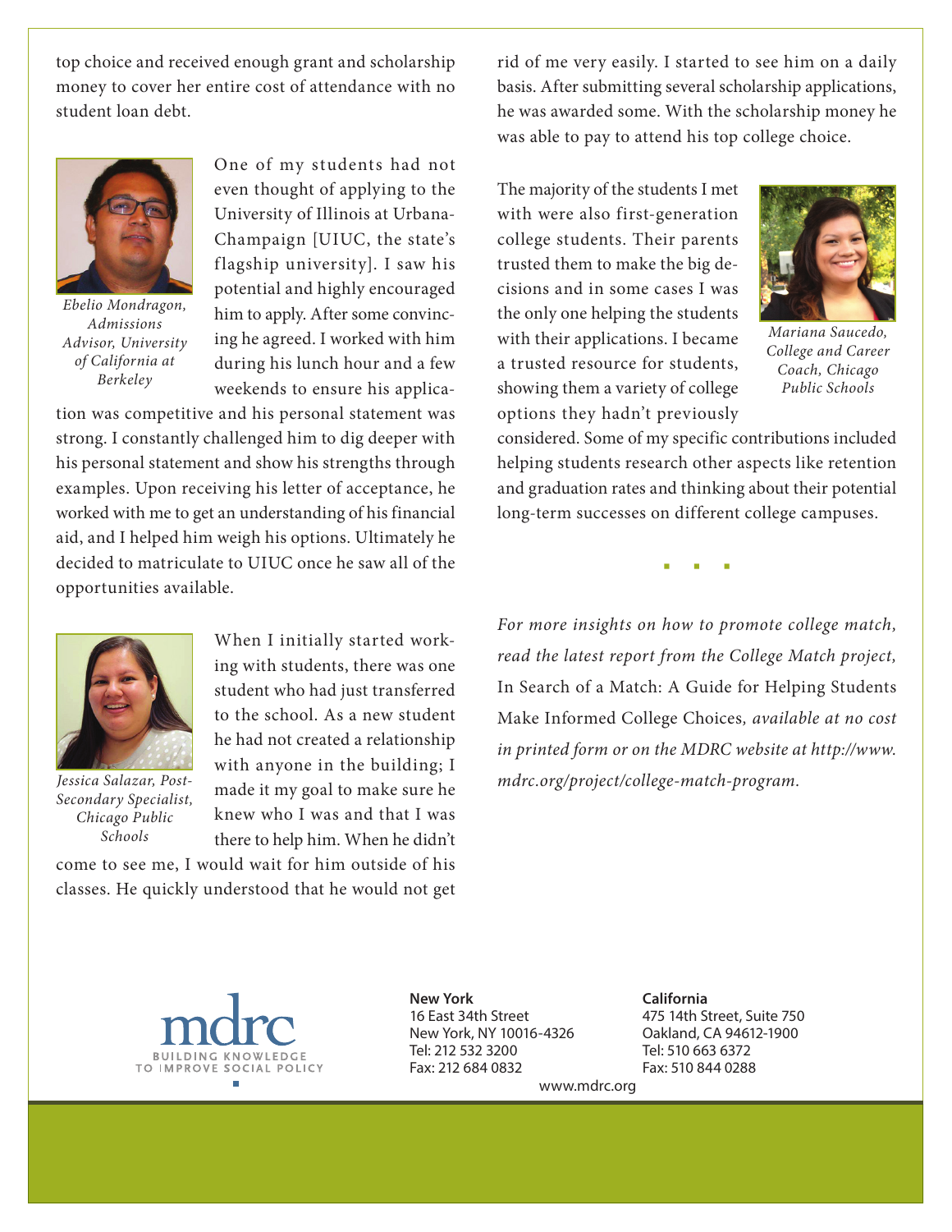top choice and received enough grant and scholarship money to cover her entire cost of attendance with no student loan debt.

*Ebelio Mondragon, Admissions Advisor, University of California at Berkeley*

One of my students had not even thought of applying to the University of Illinois at Urbana-Champaign [UIUC, the state's flagship university]. I saw his potential and highly encouraged him to apply. After some convincing he agreed. I worked with him during his lunch hour and a few weekends to ensure his application was competitive and his personal statement was strong. I constantly challenged him to dig deeper with his personal statement and show his strengths through examples. Upon receiving his letter of acceptance, he worked with me to get an understanding of his financial aid, and I helped him weigh his options. Ultimately he decided to matriculate to UIUC once he saw all of the opportunities available.

*Jessica Salazar, Post-Secondary Specialist, Chicago Public Schools*

When I initially started working with students, there was one student who had just transferred to the school. As a new student he had not created a relationship with anyone in the building; I made it my goal to make sure he knew who I was and that I was there to help him. When he didn't come to see me, I would wait for him outside of his classes. He quickly understood that he would not get rid of me very easily. I started to see him on a daily basis. After submitting several scholarship applications, he was awarded some. With the scholarship money he was able to pay to attend his top college choice.

*Mariana Saucedo, College and Career Coach, Chicago Public Schools*

The majority of the students I met with were also first-generation college students. Their parents trusted them to make the big decisions and in some cases I was the only one helping the students with their applications. I became a trusted resource for students, showing them a variety of college options they hadn't previously considered. Some of my specific contributions included helping students research other aspects like retention and graduation rates and thinking about their potential long-term successes on different college campuses.

▪ ▪ ▪

*For more insights on how to promote college match, read the latest report from the College Match project,* In Search of a Match: A Guide for Helping Students Make Informed College Choices*, available at no cost in printed form or on the MDRC website at http://www.mdrc.org/project/college-match-program.*

mdrc
BUILDING KNOWLEDGE TO IMPROVE SOCIAL POLICY

**New York**
16 East 34th Street
New York, NY 10016-4326
Tel: 212 532 3200
Fax: 212 684 0832

**California**
475 14th Street, Suite 750
Oakland, CA 94612-1900
Tel: 510 663 6372
Fax: 510 844 0288

www.mdrc.org